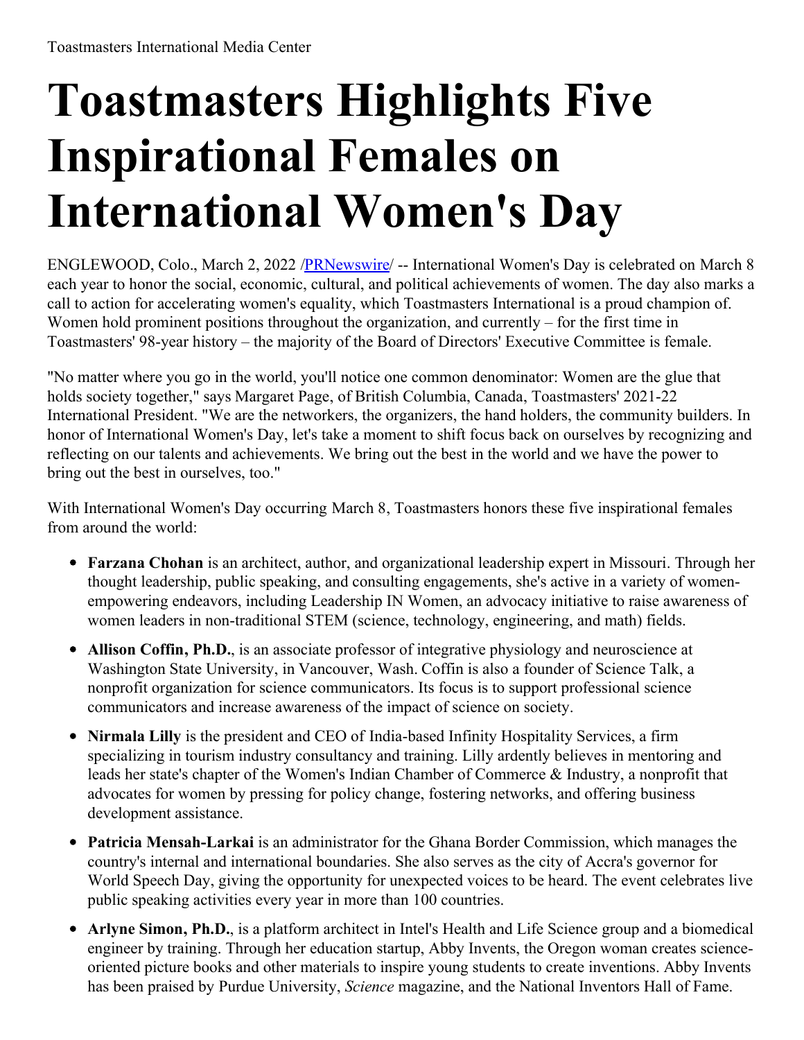Toastmasters International Media Center

# Toastmasters Highlights Five Inspirational Females on International Women's Day

ENGLEWOOD, Colo., March 2, 2022 /PRNewswire/ -- International Women's Day is celebrated on March 8 each year to honor the social, economic, cultural, and political achievements of women. The day also marks a call to action for accelerating women's equality, which Toastmasters International is a proud champion of. Women hold prominent positions throughout the organization, and currently – for the first time in Toastmasters' 98-year history – the majority of the Board of Directors' Executive Committee is female.

"No matter where you go in the world, you'll notice one common denominator: Women are the glue that holds society together," says Margaret Page, of British Columbia, Canada, Toastmasters' 2021-22 International President. "We are the networkers, the organizers, the hand holders, the community builders. In honor of International Women's Day, let's take a moment to shift focus back on ourselves by recognizing and reflecting on our talents and achievements. We bring out the best in the world and we have the power to bring out the best in ourselves, too."

With International Women's Day occurring March 8, Toastmasters honors these five inspirational females from around the world:

- **Farzana Chohan** is an architect, author, and organizational leadership expert in Missouri. Through her thought leadership, public speaking, and consulting engagements, she's active in a variety of women-empowering endeavors, including Leadership IN Women, an advocacy initiative to raise awareness of women leaders in non-traditional STEM (science, technology, engineering, and math) fields.
- **Allison Coffin, Ph.D.**, is an associate professor of integrative physiology and neuroscience at Washington State University, in Vancouver, Wash. Coffin is also a founder of Science Talk, a nonprofit organization for science communicators. Its focus is to support professional science communicators and increase awareness of the impact of science on society.
- **Nirmala Lilly** is the president and CEO of India-based Infinity Hospitality Services, a firm specializing in tourism industry consultancy and training. Lilly ardently believes in mentoring and leads her state's chapter of the Women's Indian Chamber of Commerce & Industry, a nonprofit that advocates for women by pressing for policy change, fostering networks, and offering business development assistance.
- **Patricia Mensah-Larkai** is an administrator for the Ghana Border Commission, which manages the country's internal and international boundaries. She also serves as the city of Accra's governor for World Speech Day, giving the opportunity for unexpected voices to be heard. The event celebrates live public speaking activities every year in more than 100 countries.
- **Arlyne Simon, Ph.D.**, is a platform architect in Intel's Health and Life Science group and a biomedical engineer by training. Through her education startup, Abby Invents, the Oregon woman creates science-oriented picture books and other materials to inspire young students to create inventions. Abby Invents has been praised by Purdue University, *Science* magazine, and the National Inventors Hall of Fame.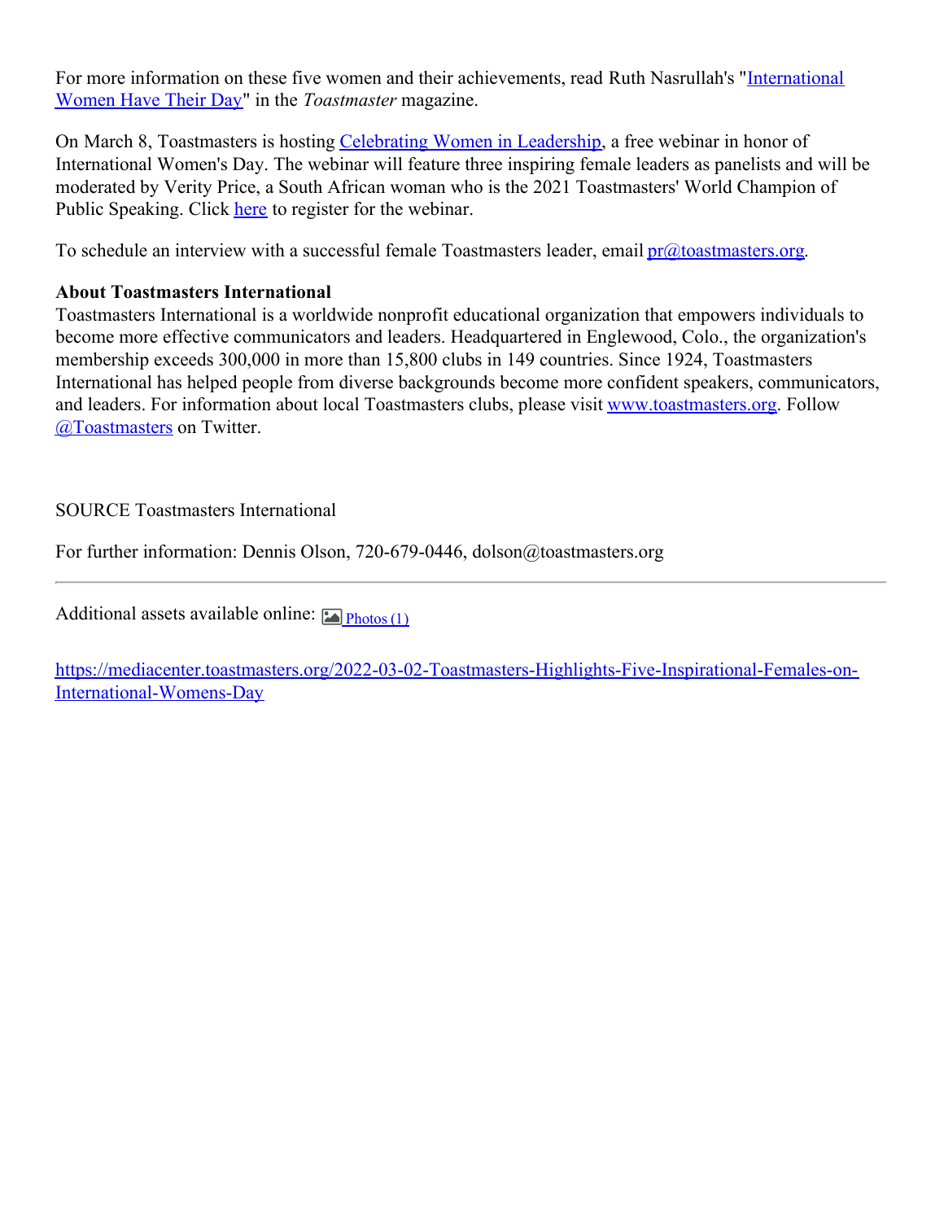For more information on these five women and their achievements, read Ruth Nasrullah's "[International Women Have Their Day]" in the *Toastmaster* magazine.

On March 8, Toastmasters is hosting [Celebrating Women in Leadership], a free webinar in honor of International Women's Day. The webinar will feature three inspiring female leaders as panelists and will be moderated by Verity Price, a South African woman who is the 2021 Toastmasters' World Champion of Public Speaking. Click [here] to register for the webinar.

To schedule an interview with a successful female Toastmasters leader, email pr@toastmasters.org.

**About Toastmasters International**
Toastmasters International is a worldwide nonprofit educational organization that empowers individuals to become more effective communicators and leaders. Headquartered in Englewood, Colo., the organization's membership exceeds 300,000 in more than 15,800 clubs in 149 countries. Since 1924, Toastmasters International has helped people from diverse backgrounds become more confident speakers, communicators, and leaders. For information about local Toastmasters clubs, please visit www.toastmasters.org. Follow @Toastmasters on Twitter.

SOURCE Toastmasters International

For further information: Dennis Olson, 720-679-0446, dolson@toastmasters.org

---

Additional assets available online: Photos (1)

https://mediacenter.toastmasters.org/2022-03-02-Toastmasters-Highlights-Five-Inspirational-Females-on-International-Womens-Day